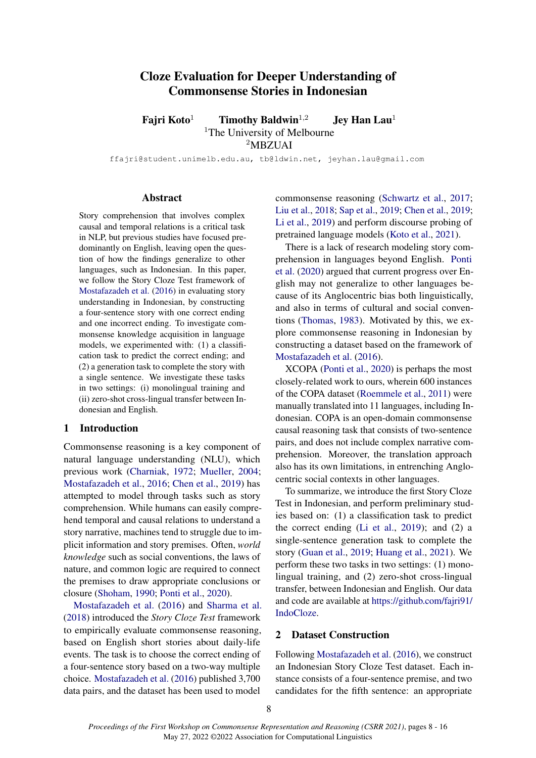# Cloze Evaluation for Deeper Understanding of Commonsense Stories in Indonesian

**Fajri Koto**[1] **Timothy Baldwin**[1,2] **Jey Han Lau**[1]

[1]The University of Melbourne
[2]MBZUAI

ffajri@student.unimelb.edu.au, tb@ldwin.net, jeyhan.lau@gmail.com

## Abstract

Story comprehension that involves complex causal and temporal relations is a critical task in NLP, but previous studies have focused predominantly on English, leaving open the question of how the findings generalize to other languages, such as Indonesian. In this paper, we follow the Story Cloze Test framework of Mostafazadeh et al. (2016) in evaluating story understanding in Indonesian, by constructing a four-sentence story with one correct ending and one incorrect ending. To investigate commonsense knowledge acquisition in language models, we experimented with: (1) a classification task to predict the correct ending; and (2) a generation task to complete the story with a single sentence. We investigate these tasks in two settings: (i) monolingual training and (ii) zero-shot cross-lingual transfer between Indonesian and English.

## 1 Introduction

Commonsense reasoning is a key component of natural language understanding (NLU), which previous work (Charniak, 1972; Mueller, 2004; Mostafazadeh et al., 2016; Chen et al., 2019) has attempted to model through tasks such as story comprehension. While humans can easily comprehend temporal and causal relations to understand a story narrative, machines tend to struggle due to implicit information and story premises. Often, *world knowledge* such as social conventions, the laws of nature, and common logic are required to connect the premises to draw appropriate conclusions or closure (Shoham, 1990; Ponti et al., 2020).

Mostafazadeh et al. (2016) and Sharma et al. (2018) introduced the *Story Cloze Test* framework to empirically evaluate commonsense reasoning, based on English short stories about daily-life events. The task is to choose the correct ending of a four-sentence story based on a two-way multiple choice. Mostafazadeh et al. (2016) published 3,700 data pairs, and the dataset has been used to model commonsense reasoning (Schwartz et al., 2017; Liu et al., 2018; Sap et al., 2019; Chen et al., 2019; Li et al., 2019) and perform discourse probing of pretrained language models (Koto et al., 2021).

There is a lack of research modeling story comprehension in languages beyond English. Ponti et al. (2020) argued that current progress over English may not generalize to other languages because of its Anglocentric bias both linguistically, and also in terms of cultural and social conventions (Thomas, 1983). Motivated by this, we explore commonsense reasoning in Indonesian by constructing a dataset based on the framework of Mostafazadeh et al. (2016).

XCOPA (Ponti et al., 2020) is perhaps the most closely-related work to ours, wherein 600 instances of the COPA dataset (Roemmele et al., 2011) were manually translated into 11 languages, including Indonesian. COPA is an open-domain commonsense causal reasoning task that consists of two-sentence pairs, and does not include complex narrative comprehension. Moreover, the translation approach also has its own limitations, in entrenching Anglocentric social contexts in other languages.

To summarize, we introduce the first Story Cloze Test in Indonesian, and perform preliminary studies based on: (1) a classification task to predict the correct ending (Li et al., 2019); and (2) a single-sentence generation task to complete the story (Guan et al., 2019; Huang et al., 2021). We perform these two tasks in two settings: (1) monolingual training, and (2) zero-shot cross-lingual transfer, between Indonesian and English. Our data and code are available at https://github.com/fajri91/IndoCloze.

## 2 Dataset Construction

Following Mostafazadeh et al. (2016), we construct an Indonesian Story Cloze Test dataset. Each instance consists of a four-sentence premise, and two candidates for the fifth sentence: an appropriate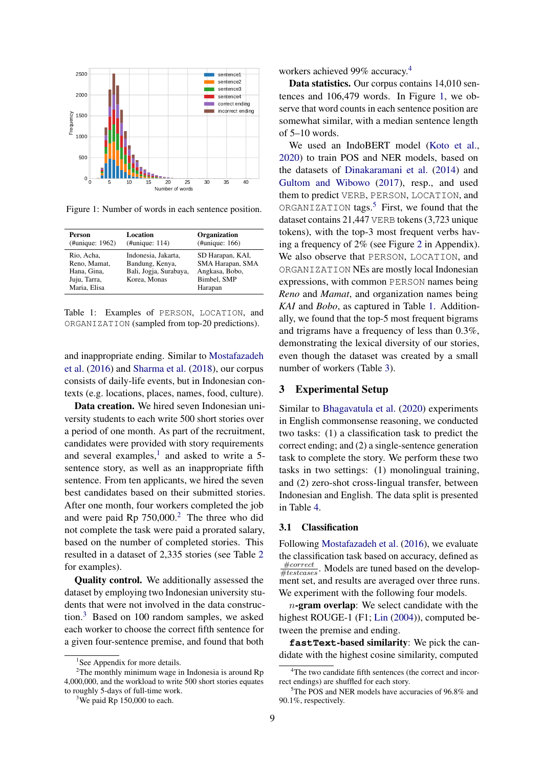Figure 1: Number of words in each sentence position.

| Person (#unique: 1962) | Location (#unique: 114) | Organization (#unique: 166) |
|---|---|---|
| Rio, Acha, Reno, Mamat, Hana, Gina, Juju, Tarra, Maria, Elisa | Indonesia, Jakarta, Bandung, Kenya, Bali, Jogja, Surabaya, Korea, Monas | SD Harapan, KAI, SMA Harapan, SMA Angkasa, Bobo, Bimbel, SMP Harapan |

Table 1: Examples of `PERSON`, `LOCATION`, and `ORGANIZATION` (sampled from top-20 predictions).

and inappropriate ending. Similar to Mostafazadeh et al. (2016) and Sharma et al. (2018), our corpus consists of daily-life events, but in Indonesian contexts (e.g. locations, places, names, food, culture).

**Data creation.** We hired seven Indonesian university students to each write 500 short stories over a period of one month. As part of the recruitment, candidates were provided with story requirements and several examples,[1] and asked to write a 5-sentence story, as well as an inappropriate fifth sentence. From ten applicants, we hired the seven best candidates based on their submitted stories. After one month, four workers completed the job and were paid Rp 750,000.[2] The three who did not complete the task were paid a prorated salary, based on the number of completed stories. This resulted in a dataset of 2,335 stories (see Table 2 for examples).

**Quality control.** We additionally assessed the dataset by employing two Indonesian university students that were not involved in the data construction.[3] Based on 100 random samples, we asked each worker to choose the correct fifth sentence for a given four-sentence premise, and found that both workers achieved 99% accuracy.[4]

**Data statistics.** Our corpus contains 14,010 sentences and 106,479 words. In Figure 1, we observe that word counts in each sentence position are somewhat similar, with a median sentence length of 5–10 words.

We used an IndoBERT model (Koto et al., 2020) to train POS and NER models, based on the datasets of Dinakaramani et al. (2014) and Gultom and Wibowo (2017), resp., and used them to predict `VERB`, `PERSON`, `LOCATION`, and `ORGANIZATION` tags.[5] First, we found that the dataset contains 21,447 `VERB` tokens (3,723 unique tokens), with the top-3 most frequent verbs having a frequency of 2% (see Figure 2 in Appendix). We also observe that `PERSON`, `LOCATION`, and `ORGANIZATION` NEs are mostly local Indonesian expressions, with common `PERSON` names being *Reno* and *Mamat*, and organization names being *KAI* and *Bobo*, as captured in Table 1. Additionally, we found that the top-5 most frequent bigrams and trigrams have a frequency of less than 0.3%, demonstrating the lexical diversity of our stories, even though the dataset was created by a small number of workers (Table 3).

## 3 Experimental Setup

Similar to Bhagavatula et al. (2020) experiments in English commonsense reasoning, we conducted two tasks: (1) a classification task to predict the correct ending; and (2) a single-sentence generation task to complete the story. We perform these two tasks in two settings: (1) monolingual training, and (2) zero-shot cross-lingual transfer, between Indonesian and English. The data split is presented in Table 4.

### 3.1 Classification

Following Mostafazadeh et al. (2016), we evaluate the classification task based on accuracy, defined as $\frac{\#correct}{\#testcases}$. Models are tuned based on the development set, and results are averaged over three runs. We experiment with the following four models.

**$n$-gram overlap**: We select candidate with the highest ROUGE-1 (F1; Lin (2004)), computed between the premise and ending.

**`fastText`-based similarity**: We pick the candidate with the highest cosine similarity, computed

[1] See Appendix for more details.

[2] The monthly minimum wage in Indonesia is around Rp 4,000,000, and the workload to write 500 short stories equates to roughly 5-days of full-time work.

[3] We paid Rp 150,000 to each.

[4] The two candidate fifth sentences (the correct and incorrect endings) are shuffled for each story.

[5] The POS and NER models have accuracies of 96.8% and 90.1%, respectively.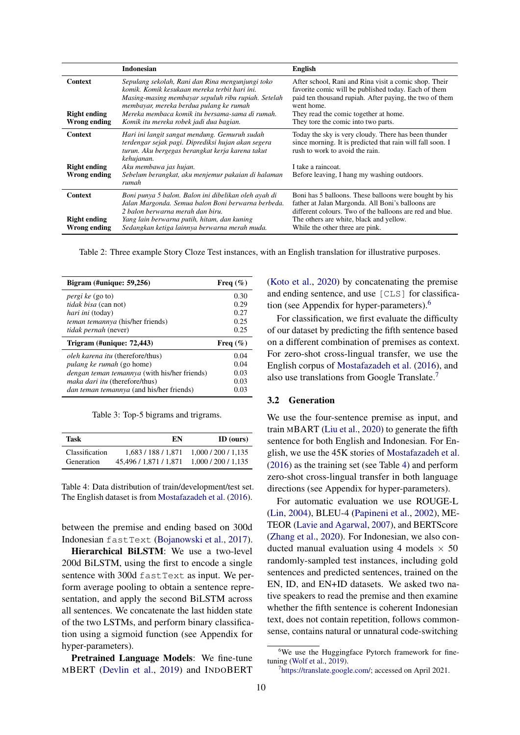| | Indonesian | English |
|---|---|---|
| **Context** | *Sepulang sekolah, Rani dan Rina mengunjungi toko komik. Komik kesukaan mereka terbit hari ini. Masing-masing membayar sepuluh ribu rupiah. Setelah membayar, mereka berdua pulang ke rumah* | After school, Rani and Rina visit a comic shop. Their favorite comic will be published today. Each of them paid ten thousand rupiah. After paying, the two of them went home. |
| **Right ending** | *Mereka membaca komik itu bersama-sama di rumah.* | They read the comic together at home. |
| **Wrong ending** | *Komik itu mereka robek jadi dua bagian.* | They tore the comic into two parts. |
| **Context** | *Hari ini langit sangat mendung. Gemuruh sudah terdengar sejak pagi. Diprediksi hujan akan segera turun. Aku bergegas berangkat kerja karena takut kehujanan.* | Today the sky is very cloudy. There has been thunder since morning. It is predicted that rain will fall soon. I rush to work to avoid the rain. |
| **Right ending** | *Aku membawa jas hujan.* | I take a raincoat. |
| **Wrong ending** | *Sebelum berangkat, aku menjemur pakaian di halaman rumah* | Before leaving, I hang my washing outdoors. |
| **Context** | *Boni punya 5 balon. Balon ini dibelikan oleh ayah di Jalan Margonda. Semua balon Boni berwarna berbeda. 2 balon berwarna merah dan biru.* | Boni has 5 balloons. These balloons were bought by his father at Jalan Margonda. All Boni's balloons are different colours. Two of the balloons are red and blue. |
| **Right ending** | *Yang lain berwarna putih, hitam, dan kuning* | The others are white, black and yellow. |
| **Wrong ending** | *Sedangkan ketiga lainnya berwarna merah muda.* | While the other three are pink. |

Table 2: Three example Story Cloze Test instances, with an English translation for illustrative purposes.

| **Bigram (#unique: 59,256)** | **Freq (%)** |
|---|---|
| *pergi ke* (go to) | 0.30 |
| *tidak bisa* (can not) | 0.29 |
| *hari ini* (today) | 0.27 |
| *teman temannya* (his/her friends) | 0.25 |
| *tidak pernah* (never) | 0.25 |
| **Trigram (#unique: 72,443)** | **Freq (%)** |
| *oleh karena itu* (therefore/thus) | 0.04 |
| *pulang ke rumah* (go home) | 0.04 |
| *dengan teman temannya* (with his/her friends) | 0.03 |
| *maka dari itu* (therefore/thus) | 0.03 |
| *dan teman temannya* (and his/her friends) | 0.03 |

Table 3: Top-5 bigrams and trigrams.

| Task | EN | ID (ours) |
|---|---|---|
| Classification | 1,683 / 188 / 1,871 | 1,000 / 200 / 1,135 |
| Generation | 45,496 / 1,871 / 1,871 | 1,000 / 200 / 1,135 |

Table 4: Data distribution of train/development/test set. The English dataset is from Mostafazadeh et al. (2016).

between the premise and ending based on 300d Indonesian fastText (Bojanowski et al., 2017).

**Hierarchical BiLSTM**: We use a two-level 200d BiLSTM, using the first to encode a single sentence with 300d fastText as input. We perform average pooling to obtain a sentence representation, and apply the second BiLSTM across all sentences. We concatenate the last hidden state of the two LSTMs, and perform binary classification using a sigmoid function (see Appendix for hyper-parameters).

**Pretrained Language Models**: We fine-tune MBERT (Devlin et al., 2019) and INDOBERT (Koto et al., 2020) by concatenating the premise and ending sentence, and use [CLS] for classification (see Appendix for hyper-parameters).[6]

For classification, we first evaluate the difficulty of our dataset by predicting the fifth sentence based on a different combination of premises as context. For zero-shot cross-lingual transfer, we use the English corpus of Mostafazadeh et al. (2016), and also use translations from Google Translate.[7]

### 3.2 Generation

We use the four-sentence premise as input, and train MBART (Liu et al., 2020) to generate the fifth sentence for both English and Indonesian. For English, we use the 45K stories of Mostafazadeh et al. (2016) as the training set (see Table 4) and perform zero-shot cross-lingual transfer in both language directions (see Appendix for hyper-parameters).

For automatic evaluation we use ROUGE-L (Lin, 2004), BLEU-4 (Papineni et al., 2002), METEOR (Lavie and Agarwal, 2007), and BERTScore (Zhang et al., 2020). For Indonesian, we also conducted manual evaluation using 4 models $\times$ 50 randomly-sampled test instances, including gold sentences and predicted sentences, trained on the EN, ID, and EN+ID datasets. We asked two native speakers to read the premise and then examine whether the fifth sentence is coherent Indonesian text, does not contain repetition, follows commonsense, contains natural or unnatural code-switching

[6] We use the Huggingface Pytorch framework for fine-tuning (Wolf et al., 2019).

[7] https://translate.google.com/; accessed on April 2021.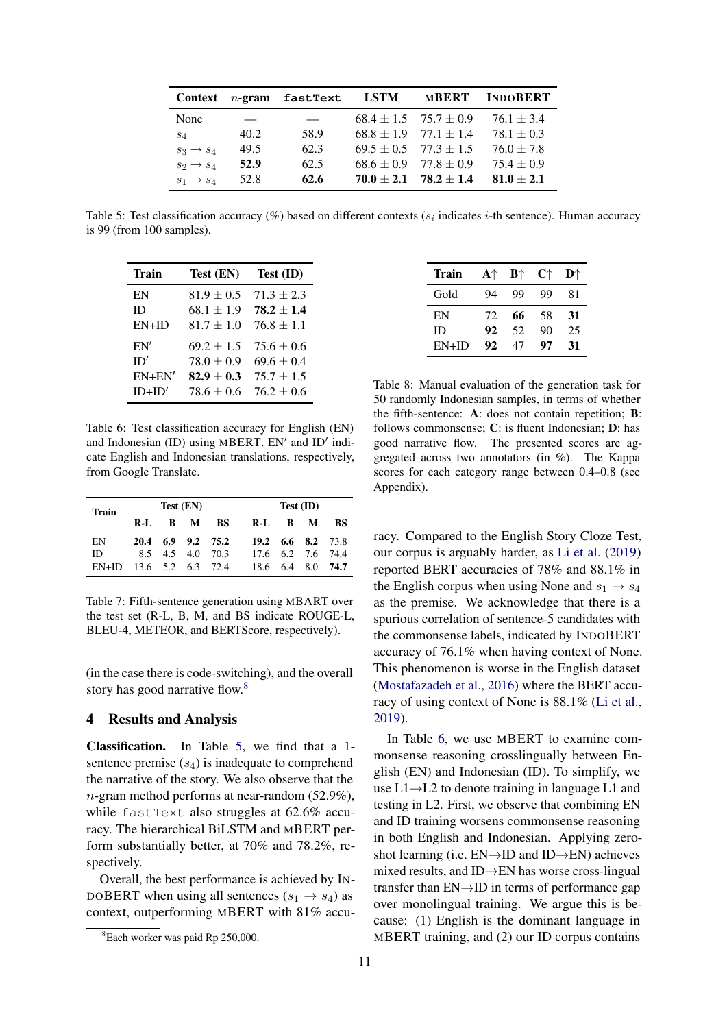| Context | $n$-gram | fastText | LSTM | mBERT | IndoBERT |
|---|---|---|---|---|---|
| None | — | — | $68.4 \pm 1.5$ | $75.7 \pm 0.9$ | $76.1 \pm 3.4$ |
| $s_4$ | 40.2 | 58.9 | $68.8 \pm 1.9$ | $77.1 \pm 1.4$ | $78.1 \pm 0.3$ |
| $s_3 \rightarrow s_4$ | 49.5 | 62.3 | $69.5 \pm 0.5$ | $77.3 \pm 1.5$ | $76.0 \pm 7.8$ |
| $s_2 \rightarrow s_4$ | **52.9** | 62.5 | $68.6 \pm 0.9$ | $77.8 \pm 0.9$ | $75.4 \pm 0.9$ |
| $s_1 \rightarrow s_4$ | 52.8 | **62.6** | $\mathbf{70.0 \pm 2.1}$ | $\mathbf{78.2 \pm 1.4}$ | $\mathbf{81.0 \pm 2.1}$ |

Table 5: Test classification accuracy (%) based on different contexts ($s_i$ indicates $i$-th sentence). Human accuracy is 99 (from 100 samples).

| Train | Test (EN) | Test (ID) |
|---|---|---|
| EN | $81.9 \pm 0.5$ | $71.3 \pm 2.3$ |
| ID | $68.1 \pm 1.9$ | $\mathbf{78.2 \pm 1.4}$ |
| EN+ID | $81.7 \pm 1.0$ | $76.8 \pm 1.1$ |
| EN′ | $69.2 \pm 1.5$ | $75.6 \pm 0.6$ |
| ID′ | $78.0 \pm 0.9$ | $69.6 \pm 0.4$ |
| EN+EN′ | $\mathbf{82.9 \pm 0.3}$ | $75.7 \pm 1.5$ |
| ID+ID′ | $78.6 \pm 0.6$ | $76.2 \pm 0.6$ |

Table 6: Test classification accuracy for English (EN) and Indonesian (ID) using mBERT. EN′ and ID′ indicate English and Indonesian translations, respectively, from Google Translate.

| Train | Test (EN) | | | | Test (ID) | | | |
|---|---|---|---|---|---|---|---|---|
| | R-L | B | M | BS | R-L | B | M | BS |
| EN | **20.4** | **6.9** | **9.2** | **75.2** | **19.2** | **6.6** | **8.2** | 73.8 |
| ID | 8.5 | 4.5 | 4.0 | 70.3 | 17.6 | 6.2 | 7.6 | 74.4 |
| EN+ID | 13.6 | 5.2 | 6.3 | 72.4 | 18.6 | 6.4 | 8.0 | **74.7** |

Table 7: Fifth-sentence generation using mBART over the test set (R-L, B, M, and BS indicate ROUGE-L, BLEU-4, METEOR, and BERTScore, respectively).

(in the case there is code-switching), and the overall story has good narrative flow.[8]

## 4 Results and Analysis

**Classification.** In Table 5, we find that a 1-sentence premise ($s_4$) is inadequate to comprehend the narrative of the story. We also observe that the $n$-gram method performs at near-random (52.9%), while fastText also struggles at 62.6% accuracy. The hierarchical BiLSTM and mBERT perform substantially better, at 70% and 78.2%, respectively.

Overall, the best performance is achieved by IndoBERT when using all sentences ($s_1 \rightarrow s_4$) as context, outperforming mBERT with 81% accuracy. Compared to the English Story Cloze Test, our corpus is arguably harder, as Li et al. (2019) reported BERT accuracies of 78% and 88.1% in the English corpus when using None and $s_1 \rightarrow s_4$ as the premise. We acknowledge that there is a spurious correlation of sentence-5 candidates with the commonsense labels, indicated by IndoBERT accuracy of 76.1% when having context of None. This phenomenon is worse in the English dataset (Mostafazadeh et al., 2016) where the BERT accuracy of using context of None is 88.1% (Li et al., 2019).

In Table 6, we use mBERT to examine commonsense reasoning crosslingually between English (EN) and Indonesian (ID). To simplify, we use L1→L2 to denote training in language L1 and testing in L2. First, we observe that combining EN and ID training worsens commonsense reasoning in both English and Indonesian. Applying zero-shot learning (i.e. EN→ID and ID→EN) achieves mixed results, and ID→EN has worse cross-lingual transfer than EN→ID in terms of performance gap over monolingual training. We argue this is because: (1) English is the dominant language in mBERT training, and (2) our ID corpus contains

| Train | A↑ | B↑ | C↑ | D↑ |
|---|---|---|---|---|
| Gold | 94 | 99 | 99 | 81 |
| EN | 72 | **66** | 58 | **31** |
| ID | **92** | 52 | 90 | 25 |
| EN+ID | **92** | 47 | **97** | **31** |

Table 8: Manual evaluation of the generation task for 50 randomly Indonesian samples, in terms of whether the fifth-sentence: **A**: does not contain repetition; **B**: follows commonsense; **C**: is fluent Indonesian; **D**: has good narrative flow. The presented scores are aggregated across two annotators (in %). The Kappa scores for each category range between 0.4–0.8 (see Appendix).

[8] Each worker was paid Rp 250,000.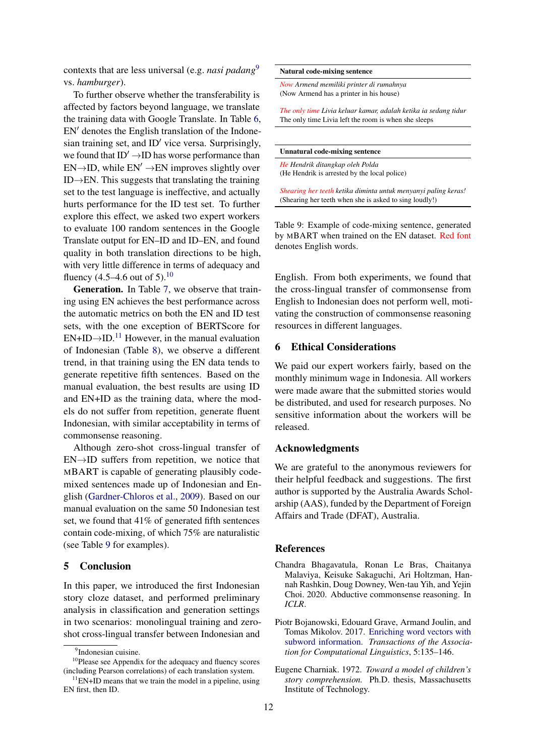contexts that are less universal (e.g. *nasi padang*[9] vs. *hamburger*).

To further observe whether the transferability is affected by factors beyond language, we translate the training data with Google Translate. In Table 6, EN′ denotes the English translation of the Indonesian training set, and ID′ vice versa. Surprisingly, we found that ID′ →ID has worse performance than EN→ID, while EN′ →EN improves slightly over ID→EN. This suggests that translating the training set to the test language is ineffective, and actually hurts performance for the ID test set. To further explore this effect, we asked two expert workers to evaluate 100 random sentences in the Google Translate output for EN–ID and ID–EN, and found quality in both translation directions to be high, with very little difference in terms of adequacy and fluency (4.5–4.6 out of 5).[10]

**Generation.** In Table 7, we observe that training using EN achieves the best performance across the automatic metrics on both the EN and ID test sets, with the one exception of BERTScore for EN+ID→ID.[11] However, in the manual evaluation of Indonesian (Table 8), we observe a different trend, in that training using the EN data tends to generate repetitive fifth sentences. Based on the manual evaluation, the best results are using ID and EN+ID as the training data, where the models do not suffer from repetition, generate fluent Indonesian, with similar acceptability in terms of commonsense reasoning.

Although zero-shot cross-lingual transfer of EN→ID suffers from repetition, we notice that MBART is capable of generating plausibly code-mixed sentences made up of Indonesian and English (Gardner-Chloros et al., 2009). Based on our manual evaluation on the same 50 Indonesian test set, we found that 41% of generated fifth sentences contain code-mixing, of which 75% are naturalistic (see Table 9 for examples).

| **Natural code-mixing sentence** |
|---|
| *Now Armend memiliki printer di rumahnya* (Now Armend has a printer in his house) |
| *The only time Livia keluar kamar, adalah ketika ia sedang tidur* (The only time Livia left the room is when she sleeps) |
| **Unnatural code-mixing sentence** |
| *He Hendrik ditangkap oleh Polda* (He Hendrik is arrested by the local police) |
| *Shearing her teeth ketika diminta untuk menyanyi paling keras!* (Shearing her teeth when she is asked to sing loudly!) |

Table 9: Example of code-mixing sentence, generated by MBART when trained on the EN dataset. Red font denotes English words.

## 5 Conclusion

In this paper, we introduced the first Indonesian story cloze dataset, and performed preliminary analysis in classification and generation settings in two scenarios: monolingual training and zero-shot cross-lingual transfer between Indonesian and English. From both experiments, we found that the cross-lingual transfer of commonsense from English to Indonesian does not perform well, motivating the construction of commonsense reasoning resources in different languages.

## 6 Ethical Considerations

We paid our expert workers fairly, based on the monthly minimum wage in Indonesia. All workers were made aware that the submitted stories would be distributed, and used for research purposes. No sensitive information about the workers will be released.

## Acknowledgments

We are grateful to the anonymous reviewers for their helpful feedback and suggestions. The first author is supported by the Australia Awards Scholarship (AAS), funded by the Department of Foreign Affairs and Trade (DFAT), Australia.

## References

Chandra Bhagavatula, Ronan Le Bras, Chaitanya Malaviya, Keisuke Sakaguchi, Ari Holtzman, Hannah Rashkin, Doug Downey, Wen-tau Yih, and Yejin Choi. 2020. Abductive commonsense reasoning. In *ICLR*.

Piotr Bojanowski, Edouard Grave, Armand Joulin, and Tomas Mikolov. 2017. Enriching word vectors with subword information. *Transactions of the Association for Computational Linguistics*, 5:135–146.

Eugene Charniak. 1972. *Toward a model of children's story comprehension.* Ph.D. thesis, Massachusetts Institute of Technology.

---

[9] Indonesian cuisine.

[10] Please see Appendix for the adequacy and fluency scores (including Pearson correlations) of each translation system.

[11] EN+ID means that we train the model in a pipeline, using EN first, then ID.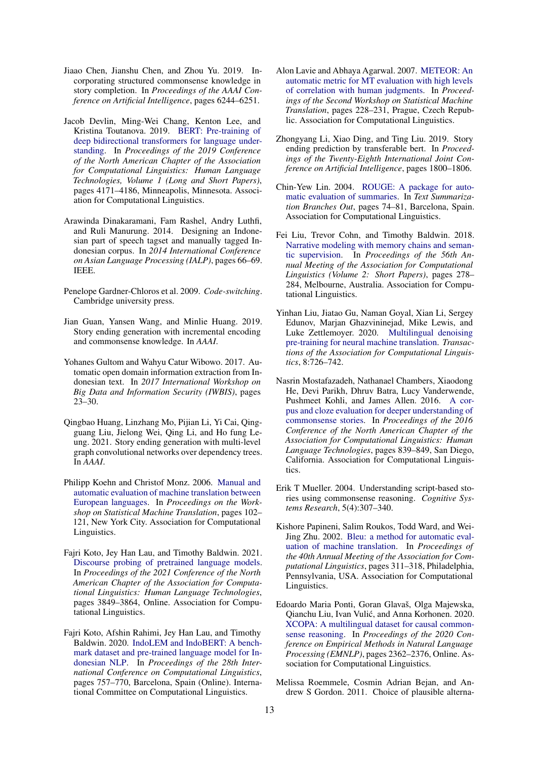Jiaao Chen, Jianshu Chen, and Zhou Yu. 2019. Incorporating structured commonsense knowledge in story completion. In *Proceedings of the AAAI Conference on Artificial Intelligence*, pages 6244–6251.

Jacob Devlin, Ming-Wei Chang, Kenton Lee, and Kristina Toutanova. 2019. BERT: Pre-training of deep bidirectional transformers for language understanding. In *Proceedings of the 2019 Conference of the North American Chapter of the Association for Computational Linguistics: Human Language Technologies, Volume 1 (Long and Short Papers)*, pages 4171–4186, Minneapolis, Minnesota. Association for Computational Linguistics.

Arawinda Dinakaramani, Fam Rashel, Andry Luthfi, and Ruli Manurung. 2014. Designing an Indonesian part of speech tagset and manually tagged Indonesian corpus. In *2014 International Conference on Asian Language Processing (IALP)*, pages 66–69. IEEE.

Penelope Gardner-Chloros et al. 2009. *Code-switching*. Cambridge university press.

Jian Guan, Yansen Wang, and Minlie Huang. 2019. Story ending generation with incremental encoding and commonsense knowledge. In *AAAI*.

Yohanes Gultom and Wahyu Catur Wibowo. 2017. Automatic open domain information extraction from Indonesian text. In *2017 International Workshop on Big Data and Information Security (IWBIS)*, pages 23–30.

Qingbao Huang, Linzhang Mo, Pijian Li, Yi Cai, Qingguang Liu, Jielong Wei, Qing Li, and Ho fung Leung. 2021. Story ending generation with multi-level graph convolutional networks over dependency trees. In *AAAI*.

Philipp Koehn and Christof Monz. 2006. Manual and automatic evaluation of machine translation between European languages. In *Proceedings on the Workshop on Statistical Machine Translation*, pages 102–121, New York City. Association for Computational Linguistics.

Fajri Koto, Jey Han Lau, and Timothy Baldwin. 2021. Discourse probing of pretrained language models. In *Proceedings of the 2021 Conference of the North American Chapter of the Association for Computational Linguistics: Human Language Technologies*, pages 3849–3864, Online. Association for Computational Linguistics.

Fajri Koto, Afshin Rahimi, Jey Han Lau, and Timothy Baldwin. 2020. IndoLEM and IndoBERT: A benchmark dataset and pre-trained language model for Indonesian NLP. In *Proceedings of the 28th International Conference on Computational Linguistics*, pages 757–770, Barcelona, Spain (Online). International Committee on Computational Linguistics.

Alon Lavie and Abhaya Agarwal. 2007. METEOR: An automatic metric for MT evaluation with high levels of correlation with human judgments. In *Proceedings of the Second Workshop on Statistical Machine Translation*, pages 228–231, Prague, Czech Republic. Association for Computational Linguistics.

Zhongyang Li, Xiao Ding, and Ting Liu. 2019. Story ending prediction by transferable bert. In *Proceedings of the Twenty-Eighth International Joint Conference on Artificial Intelligence*, pages 1800–1806.

Chin-Yew Lin. 2004. ROUGE: A package for automatic evaluation of summaries. In *Text Summarization Branches Out*, pages 74–81, Barcelona, Spain. Association for Computational Linguistics.

Fei Liu, Trevor Cohn, and Timothy Baldwin. 2018. Narrative modeling with memory chains and semantic supervision. In *Proceedings of the 56th Annual Meeting of the Association for Computational Linguistics (Volume 2: Short Papers)*, pages 278–284, Melbourne, Australia. Association for Computational Linguistics.

Yinhan Liu, Jiatao Gu, Naman Goyal, Xian Li, Sergey Edunov, Marjan Ghazvininejad, Mike Lewis, and Luke Zettlemoyer. 2020. Multilingual denoising pre-training for neural machine translation. *Transactions of the Association for Computational Linguistics*, 8:726–742.

Nasrin Mostafazadeh, Nathanael Chambers, Xiaodong He, Devi Parikh, Dhruv Batra, Lucy Vanderwende, Pushmeet Kohli, and James Allen. 2016. A corpus and cloze evaluation for deeper understanding of commonsense stories. In *Proceedings of the 2016 Conference of the North American Chapter of the Association for Computational Linguistics: Human Language Technologies*, pages 839–849, San Diego, California. Association for Computational Linguistics.

Erik T Mueller. 2004. Understanding script-based stories using commonsense reasoning. *Cognitive Systems Research*, 5(4):307–340.

Kishore Papineni, Salim Roukos, Todd Ward, and Wei-Jing Zhu. 2002. Bleu: a method for automatic evaluation of machine translation. In *Proceedings of the 40th Annual Meeting of the Association for Computational Linguistics*, pages 311–318, Philadelphia, Pennsylvania, USA. Association for Computational Linguistics.

Edoardo Maria Ponti, Goran Glavaš, Olga Majewska, Qianchu Liu, Ivan Vulić, and Anna Korhonen. 2020. XCOPA: A multilingual dataset for causal commonsense reasoning. In *Proceedings of the 2020 Conference on Empirical Methods in Natural Language Processing (EMNLP)*, pages 2362–2376, Online. Association for Computational Linguistics.

Melissa Roemmele, Cosmin Adrian Bejan, and Andrew S Gordon. 2011. Choice of plausible alterna-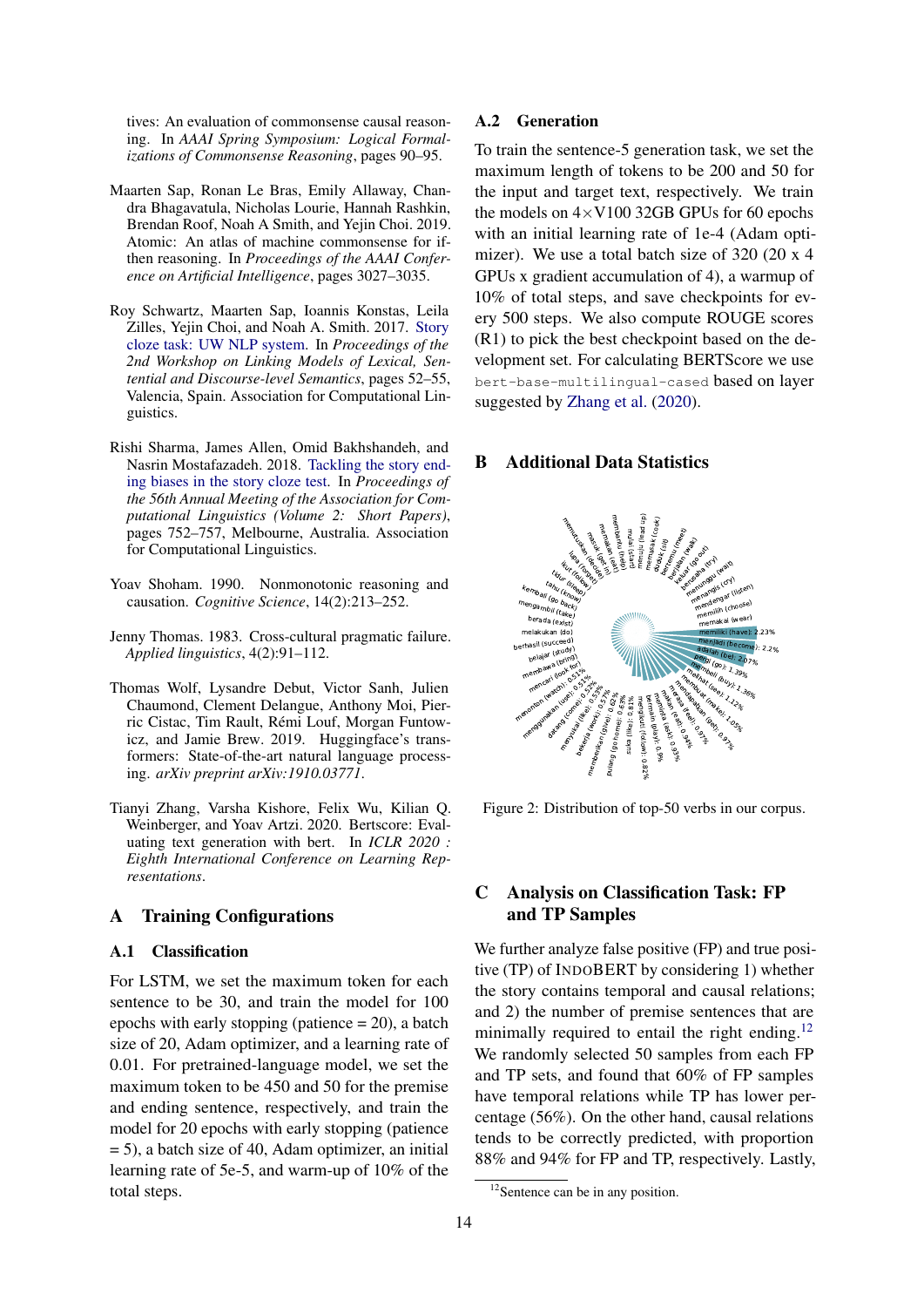tives: An evaluation of commonsense causal reasoning. In *AAAI Spring Symposium: Logical Formalizations of Commonsense Reasoning*, pages 90–95.

Maarten Sap, Ronan Le Bras, Emily Allaway, Chandra Bhagavatula, Nicholas Lourie, Hannah Rashkin, Brendan Roof, Noah A Smith, and Yejin Choi. 2019. Atomic: An atlas of machine commonsense for if-then reasoning. In *Proceedings of the AAAI Conference on Artificial Intelligence*, pages 3027–3035.

Roy Schwartz, Maarten Sap, Ioannis Konstas, Leila Zilles, Yejin Choi, and Noah A. Smith. 2017. Story cloze task: UW NLP system. In *Proceedings of the 2nd Workshop on Linking Models of Lexical, Sentential and Discourse-level Semantics*, pages 52–55, Valencia, Spain. Association for Computational Linguistics.

Rishi Sharma, James Allen, Omid Bakhshandeh, and Nasrin Mostafazadeh. 2018. Tackling the story ending biases in the story cloze test. In *Proceedings of the 56th Annual Meeting of the Association for Computational Linguistics (Volume 2: Short Papers)*, pages 752–757, Melbourne, Australia. Association for Computational Linguistics.

Yoav Shoham. 1990. Nonmonotonic reasoning and causation. *Cognitive Science*, 14(2):213–252.

Jenny Thomas. 1983. Cross-cultural pragmatic failure. *Applied linguistics*, 4(2):91–112.

Thomas Wolf, Lysandre Debut, Victor Sanh, Julien Chaumond, Clement Delangue, Anthony Moi, Pierric Cistac, Tim Rault, Rémi Louf, Morgan Funtowicz, and Jamie Brew. 2019. Huggingface's transformers: State-of-the-art natural language processing. *arXiv preprint arXiv:1910.03771*.

Tianyi Zhang, Varsha Kishore, Felix Wu, Kilian Q. Weinberger, and Yoav Artzi. 2020. Bertscore: Evaluating text generation with bert. In *ICLR 2020 : Eighth International Conference on Learning Representations*.

## A Training Configurations

### A.1 Classification

For LSTM, we set the maximum token for each sentence to be 30, and train the model for 100 epochs with early stopping (patience = 20), a batch size of 20, Adam optimizer, and a learning rate of 0.01. For pretrained-language model, we set the maximum token to be 450 and 50 for the premise and ending sentence, respectively, and train the model for 20 epochs with early stopping (patience = 5), a batch size of 40, Adam optimizer, an initial learning rate of 5e-5, and warm-up of 10% of the total steps.

### A.2 Generation

To train the sentence-5 generation task, we set the maximum length of tokens to be 200 and 50 for the input and target text, respectively. We train the models on $4\times$V100 32GB GPUs for 60 epochs with an initial learning rate of 1e-4 (Adam optimizer). We use a total batch size of 320 (20 x 4 GPUs x gradient accumulation of 4), a warmup of 10% of total steps, and save checkpoints for every 500 steps. We also compute ROUGE scores (R1) to pick the best checkpoint based on the development set. For calculating BERTScore we use `bert-base-multilingual-cased` based on layer suggested by Zhang et al. (2020).

## B Additional Data Statistics

Figure 2: Distribution of top-50 verbs in our corpus.

## C Analysis on Classification Task: FP and TP Samples

We further analyze false positive (FP) and true positive (TP) of IndoBERT by considering 1) whether the story contains temporal and causal relations; and 2) the number of premise sentences that are minimally required to entail the right ending.[12] We randomly selected 50 samples from each FP and TP sets, and found that 60% of FP samples have temporal relations while TP has lower percentage (56%). On the other hand, causal relations tends to be correctly predicted, with proportion 88% and 94% for FP and TP, respectively. Lastly,

[12] Sentence can be in any position.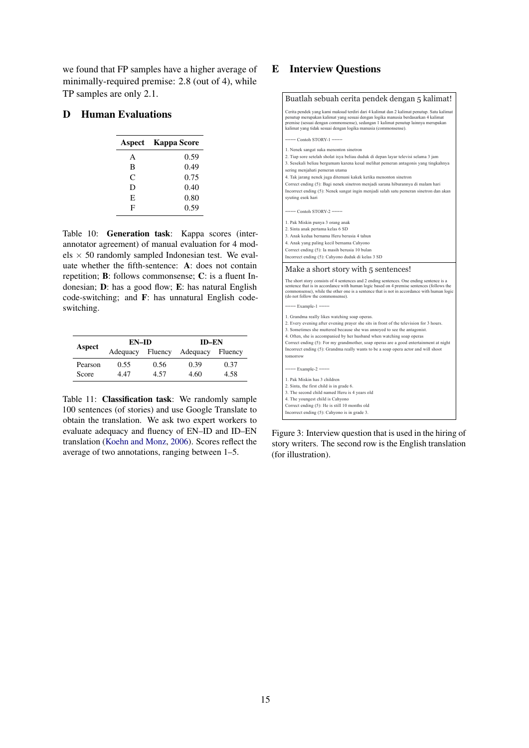we found that FP samples have a higher average of minimally-required premise: 2.8 (out of 4), while TP samples are only 2.1.

# D Human Evaluations

| Aspect | Kappa Score |
|---|---|
| A | 0.59 |
| B | 0.49 |
| C | 0.75 |
| D | 0.40 |
| E | 0.80 |
| F | 0.59 |

Table 10: **Generation task**: Kappa scores (inter-annotator agreement) of manual evaluation for 4 models × 50 randomly sampled Indonesian test. We evaluate whether the fifth-sentence: **A**: does not contain repetition; **B**: follows commonsense; **C**: is a fluent Indonesian; **D**: has a good flow; **E**: has natural English code-switching; and **F**: has unnatural English code-switching.

| Aspect | EN–ID | | ID–EN | |
|---|---|---|---|---|
| | Adequacy | Fluency | Adequacy | Fluency |
| Pearson | 0.55 | 0.56 | 0.39 | 0.37 |
| Score | 4.47 | 4.57 | 4.60 | 4.58 |

Table 11: **Classification task**: We randomly sample 100 sentences (of stories) and use Google Translate to obtain the translation. We ask two expert workers to evaluate adequacy and fluency of EN–ID and ID–EN translation (Koehn and Monz, 2006). Scores reflect the average of two annotations, ranging between 1–5.

# E Interview Questions

**Buatlah sebuah cerita pendek dengan 5 kalimat!**

Cerita pendek yang kami maksud terdiri dari 4 kalimat dan 2 kalimat penutup. Satu kalimat penutup merupakan kalimat yang sesuai dengan logika manusia berdasarkan 4 kalimat premise (sesuai dengan commonsense), sedangan 1 kalimat penutup lainnya merupakan kalimat yang tidak sesuai dengan logika manusia (commonsense).

——– Contoh STORY-1 ——–

1. Nenek sangat suka menonton sinetron
2. Tiap sore setelah sholat isya beliau duduk di depan layar televisi selama 3 jam
3. Sesekali beliau bergumam karena kesal melihat pemeran antagonis yang tingkahnya sering menjahati pemeran utama
4. Tak jarang nenek juga ditemani kakek ketika menonton sinetron

Correct ending (5): Bagi nenek sinetron menjadi sarana hiburannya di malam hari
Incorrect ending (5): Nenek sangat ingin menjadi salah satu pemeran sinetron dan akan syuting esok hari

——– Contoh STORY-2 ——–

1. Pak Miskin punya 3 orang anak
2. Sinta anak pertama kelas 6 SD
3. Anak kedua bernama Heru berusia 4 tahun
4. Anak yang paling kecil bernama Cahyono

Correct ending (5): Ia masih berusia 10 bulan
Incorrect ending (5): Cahyono duduk di kelas 3 SD

**Make a short story with 5 sentences!**

The short story consists of 4 sentences and 2 ending sentences. One ending sentence is a sentence that is in accordance with human logic based on 4 premise sentences (follows the commonsense), while the other one is a sentence that is not in accordance with human logic (do not follow the commonsense).

——– Example-1 ——–

1. Grandma really likes watching soap operas.
2. Every evening after evening prayer she sits in front of the television for 3 hours.
3. Sometimes she muttered because she was annoyed to see the antagonist.
4. Often, she is accompanied by her husband when watching soap operas

Correct ending (5): For my grandmother, soap operas are a good entertainment at night
Incorrect ending (5): Grandma really wants to be a soap opera actor and will shoot tomorrow

——– Example-2 ——–

1. Pak Miskin has 3 children
2. Sinta, the first child is in grade 6.
3. The second child named Heru is 4 years old
4. The youngest child is Cahyono

Correct ending (5): He is still 10 months old
Incorrect ending (5): Cahyono is in grade 3.

Figure 3: Interview question that is used in the hiring of story writers. The second row is the English translation (for illustration).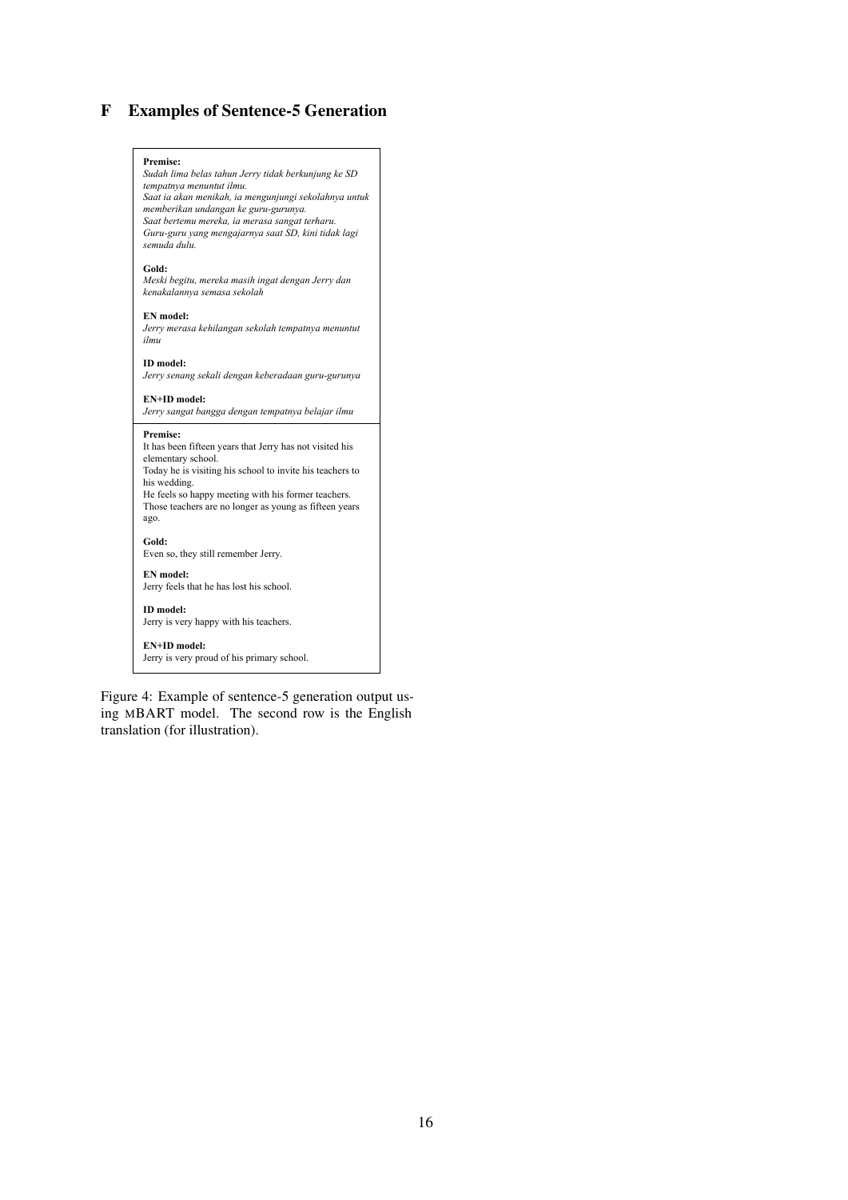# F Examples of Sentence-5 Generation

**Premise:**
*Sudah lima belas tahun Jerry tidak berkunjung ke SD tempatnya menuntut ilmu.*
*Saat ia akan menikah, ia mengunjungi sekolahnya untuk memberikan undangan ke guru-gurunya.*
*Saat bertemu mereka, ia merasa sangat terharu.*
*Guru-guru yang mengajarnya saat SD, kini tidak lagi semuda dulu.*

**Gold:**
*Meski begitu, mereka masih ingat dengan Jerry dan kenakalannya semasa sekolah*

**EN model:**
*Jerry merasa kehilangan sekolah tempatnya menuntut ilmu*

**ID model:**
*Jerry senang sekali dengan keberadaan guru-gurunya*

**EN+ID model:**
*Jerry sangat bangga dengan tempatnya belajar ilmu*

**Premise:**
It has been fifteen years that Jerry has not visited his elementary school.
Today he is visiting his school to invite his teachers to his wedding.
He feels so happy meeting with his former teachers.
Those teachers are no longer as young as fifteen years ago.

**Gold:**
Even so, they still remember Jerry.

**EN model:**
Jerry feels that he has lost his school.

**ID model:**
Jerry is very happy with his teachers.

**EN+ID model:**
Jerry is very proud of his primary school.

Figure 4: Example of sentence-5 generation output using MBART model. The second row is the English translation (for illustration).